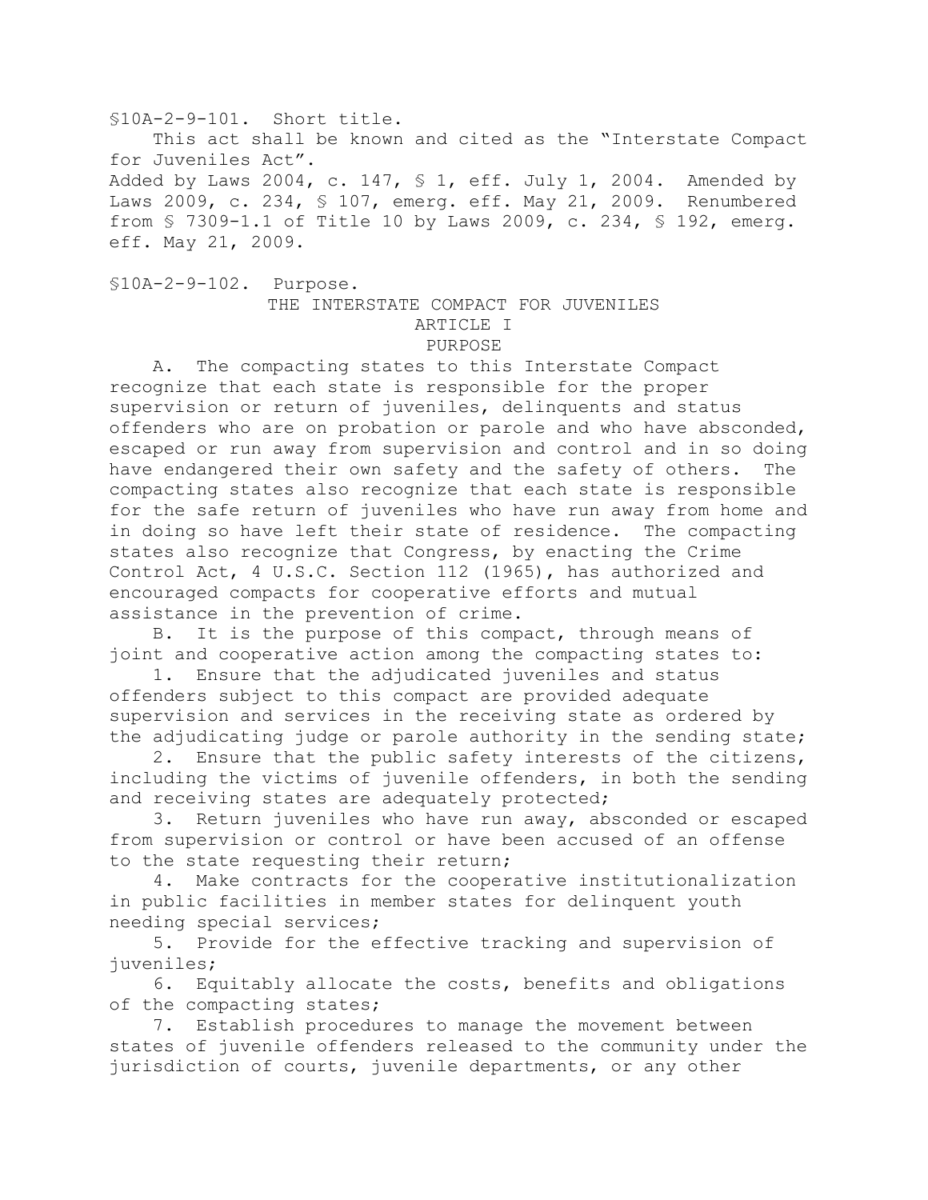§10A-2-9-101. Short title.

This act shall be known and cited as the "Interstate Compact for Juveniles Act".

Added by Laws 2004, c. 147, § 1, eff. July 1, 2004. Amended by Laws 2009, c. 234, § 107, emerg. eff. May 21, 2009. Renumbered from § 7309-1.1 of Title 10 by Laws 2009, c. 234, § 192, emerg. eff. May 21, 2009.

§10A-2-9-102. Purpose.

THE INTERSTATE COMPACT FOR JUVENILES

ARTICLE I

PURPOSE

A. The compacting states to this Interstate Compact recognize that each state is responsible for the proper supervision or return of juveniles, delinquents and status offenders who are on probation or parole and who have absconded, escaped or run away from supervision and control and in so doing have endangered their own safety and the safety of others. The compacting states also recognize that each state is responsible for the safe return of juveniles who have run away from home and in doing so have left their state of residence. The compacting states also recognize that Congress, by enacting the Crime Control Act, 4 U.S.C. Section 112 (1965), has authorized and encouraged compacts for cooperative efforts and mutual assistance in the prevention of crime.

B. It is the purpose of this compact, through means of joint and cooperative action among the compacting states to:

1. Ensure that the adjudicated juveniles and status offenders subject to this compact are provided adequate supervision and services in the receiving state as ordered by the adjudicating judge or parole authority in the sending state;

2. Ensure that the public safety interests of the citizens, including the victims of juvenile offenders, in both the sending and receiving states are adequately protected;

3. Return juveniles who have run away, absconded or escaped from supervision or control or have been accused of an offense to the state requesting their return;

4. Make contracts for the cooperative institutionalization in public facilities in member states for delinquent youth needing special services;

5. Provide for the effective tracking and supervision of juveniles;

6. Equitably allocate the costs, benefits and obligations of the compacting states;

7. Establish procedures to manage the movement between states of juvenile offenders released to the community under the jurisdiction of courts, juvenile departments, or any other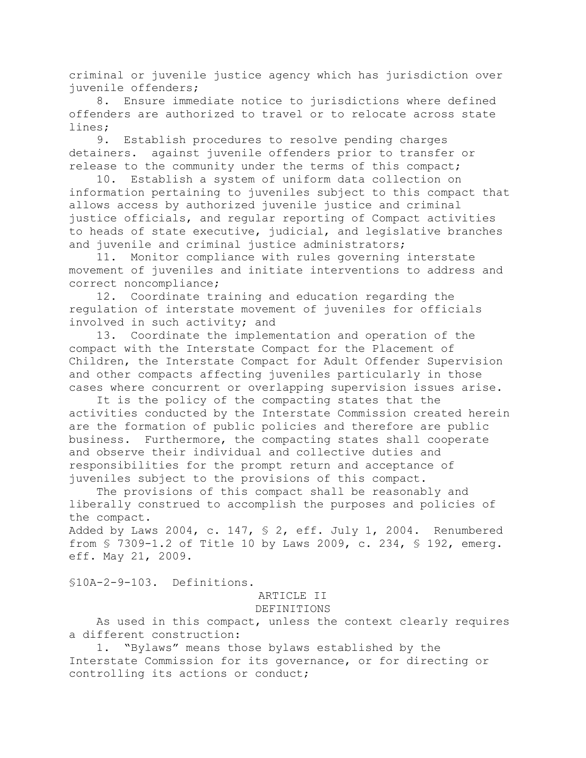criminal or juvenile justice agency which has jurisdiction over juvenile offenders;

8. Ensure immediate notice to jurisdictions where defined offenders are authorized to travel or to relocate across state lines;

9. Establish procedures to resolve pending charges detainers. against juvenile offenders prior to transfer or release to the community under the terms of this compact;

10. Establish a system of uniform data collection on information pertaining to juveniles subject to this compact that allows access by authorized juvenile justice and criminal justice officials, and regular reporting of Compact activities to heads of state executive, judicial, and legislative branches and juvenile and criminal justice administrators;

11. Monitor compliance with rules governing interstate movement of juveniles and initiate interventions to address and correct noncompliance;

12. Coordinate training and education regarding the regulation of interstate movement of juveniles for officials involved in such activity; and

13. Coordinate the implementation and operation of the compact with the Interstate Compact for the Placement of Children, the Interstate Compact for Adult Offender Supervision and other compacts affecting juveniles particularly in those cases where concurrent or overlapping supervision issues arise.

It is the policy of the compacting states that the activities conducted by the Interstate Commission created herein are the formation of public policies and therefore are public business. Furthermore, the compacting states shall cooperate and observe their individual and collective duties and responsibilities for the prompt return and acceptance of juveniles subject to the provisions of this compact.

The provisions of this compact shall be reasonably and liberally construed to accomplish the purposes and policies of the compact.

Added by Laws 2004, c. 147, § 2, eff. July 1, 2004. Renumbered from § 7309-1.2 of Title 10 by Laws 2009, c. 234, § 192, emerg. eff. May 21, 2009.

§10A-2-9-103. Definitions.

ARTICLE II
DEFINITIONS

As used in this compact, unless the context clearly requires a different construction:

1. "Bylaws" means those bylaws established by the Interstate Commission for its governance, or for directing or controlling its actions or conduct;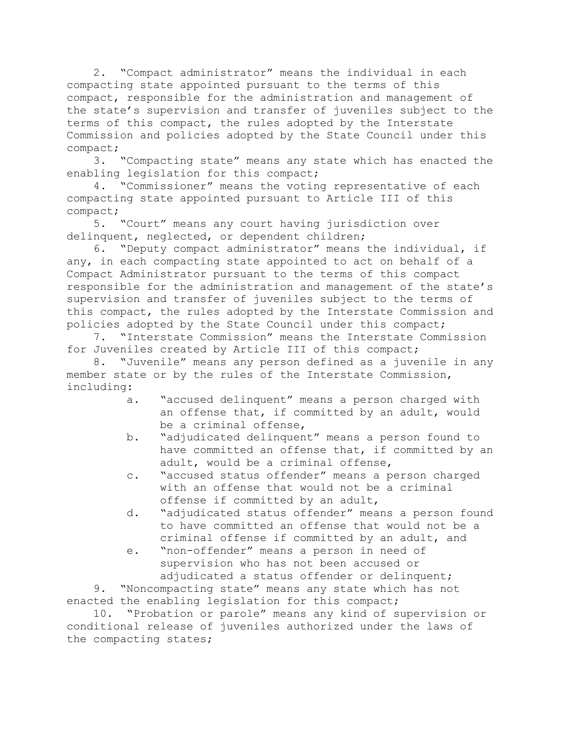2. "Compact administrator" means the individual in each compacting state appointed pursuant to the terms of this compact, responsible for the administration and management of the state's supervision and transfer of juveniles subject to the terms of this compact, the rules adopted by the Interstate Commission and policies adopted by the State Council under this compact;

3. "Compacting state" means any state which has enacted the enabling legislation for this compact;

4. "Commissioner" means the voting representative of each compacting state appointed pursuant to Article III of this compact;

5. "Court" means any court having jurisdiction over delinquent, neglected, or dependent children;

6. "Deputy compact administrator" means the individual, if any, in each compacting state appointed to act on behalf of a Compact Administrator pursuant to the terms of this compact responsible for the administration and management of the state's supervision and transfer of juveniles subject to the terms of this compact, the rules adopted by the Interstate Commission and policies adopted by the State Council under this compact;

7. "Interstate Commission" means the Interstate Commission for Juveniles created by Article III of this compact;

8. "Juvenile" means any person defined as a juvenile in any member state or by the rules of the Interstate Commission, including:

   a. "accused delinquent" means a person charged with an offense that, if committed by an adult, would be a criminal offense,

   b. "adjudicated delinquent" means a person found to have committed an offense that, if committed by an adult, would be a criminal offense,

   c. "accused status offender" means a person charged with an offense that would not be a criminal offense if committed by an adult,

   d. "adjudicated status offender" means a person found to have committed an offense that would not be a criminal offense if committed by an adult, and

   e. "non-offender" means a person in need of supervision who has not been accused or adjudicated a status offender or delinquent;

9. "Noncompacting state" means any state which has not enacted the enabling legislation for this compact;

10. "Probation or parole" means any kind of supervision or conditional release of juveniles authorized under the laws of the compacting states;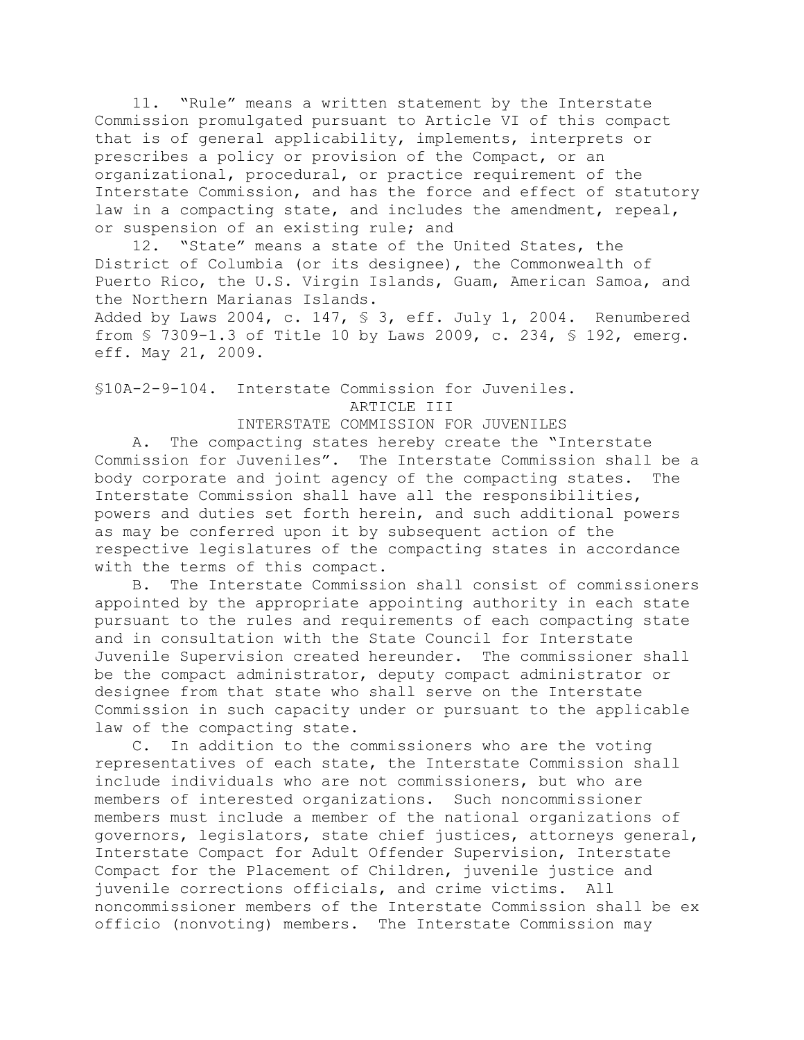11. "Rule" means a written statement by the Interstate Commission promulgated pursuant to Article VI of this compact that is of general applicability, implements, interprets or prescribes a policy or provision of the Compact, or an organizational, procedural, or practice requirement of the Interstate Commission, and has the force and effect of statutory law in a compacting state, and includes the amendment, repeal, or suspension of an existing rule; and

12. "State" means a state of the United States, the District of Columbia (or its designee), the Commonwealth of Puerto Rico, the U.S. Virgin Islands, Guam, American Samoa, and the Northern Marianas Islands.

Added by Laws 2004, c. 147, § 3, eff. July 1, 2004. Renumbered from § 7309-1.3 of Title 10 by Laws 2009, c. 234, § 192, emerg. eff. May 21, 2009.

§10A-2-9-104. Interstate Commission for Juveniles.

ARTICLE III

INTERSTATE COMMISSION FOR JUVENILES

A. The compacting states hereby create the "Interstate Commission for Juveniles". The Interstate Commission shall be a body corporate and joint agency of the compacting states. The Interstate Commission shall have all the responsibilities, powers and duties set forth herein, and such additional powers as may be conferred upon it by subsequent action of the respective legislatures of the compacting states in accordance with the terms of this compact.

B. The Interstate Commission shall consist of commissioners appointed by the appropriate appointing authority in each state pursuant to the rules and requirements of each compacting state and in consultation with the State Council for Interstate Juvenile Supervision created hereunder. The commissioner shall be the compact administrator, deputy compact administrator or designee from that state who shall serve on the Interstate Commission in such capacity under or pursuant to the applicable law of the compacting state.

C. In addition to the commissioners who are the voting representatives of each state, the Interstate Commission shall include individuals who are not commissioners, but who are members of interested organizations. Such noncommissioner members must include a member of the national organizations of governors, legislators, state chief justices, attorneys general, Interstate Compact for Adult Offender Supervision, Interstate Compact for the Placement of Children, juvenile justice and juvenile corrections officials, and crime victims. All noncommissioner members of the Interstate Commission shall be ex officio (nonvoting) members. The Interstate Commission may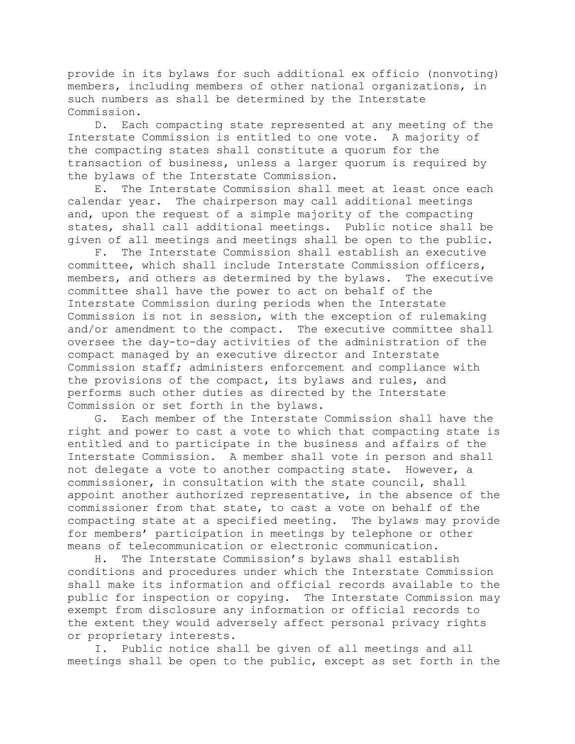provide in its bylaws for such additional ex officio (nonvoting) members, including members of other national organizations, in such numbers as shall be determined by the Interstate Commission.

D. Each compacting state represented at any meeting of the Interstate Commission is entitled to one vote. A majority of the compacting states shall constitute a quorum for the transaction of business, unless a larger quorum is required by the bylaws of the Interstate Commission.

E. The Interstate Commission shall meet at least once each calendar year. The chairperson may call additional meetings and, upon the request of a simple majority of the compacting states, shall call additional meetings. Public notice shall be given of all meetings and meetings shall be open to the public.

F. The Interstate Commission shall establish an executive committee, which shall include Interstate Commission officers, members, and others as determined by the bylaws. The executive committee shall have the power to act on behalf of the Interstate Commission during periods when the Interstate Commission is not in session, with the exception of rulemaking and/or amendment to the compact. The executive committee shall oversee the day-to-day activities of the administration of the compact managed by an executive director and Interstate Commission staff; administers enforcement and compliance with the provisions of the compact, its bylaws and rules, and performs such other duties as directed by the Interstate Commission or set forth in the bylaws.

G. Each member of the Interstate Commission shall have the right and power to cast a vote to which that compacting state is entitled and to participate in the business and affairs of the Interstate Commission. A member shall vote in person and shall not delegate a vote to another compacting state. However, a commissioner, in consultation with the state council, shall appoint another authorized representative, in the absence of the commissioner from that state, to cast a vote on behalf of the compacting state at a specified meeting. The bylaws may provide for members' participation in meetings by telephone or other means of telecommunication or electronic communication.

H. The Interstate Commission's bylaws shall establish conditions and procedures under which the Interstate Commission shall make its information and official records available to the public for inspection or copying. The Interstate Commission may exempt from disclosure any information or official records to the extent they would adversely affect personal privacy rights or proprietary interests.

I. Public notice shall be given of all meetings and all meetings shall be open to the public, except as set forth in the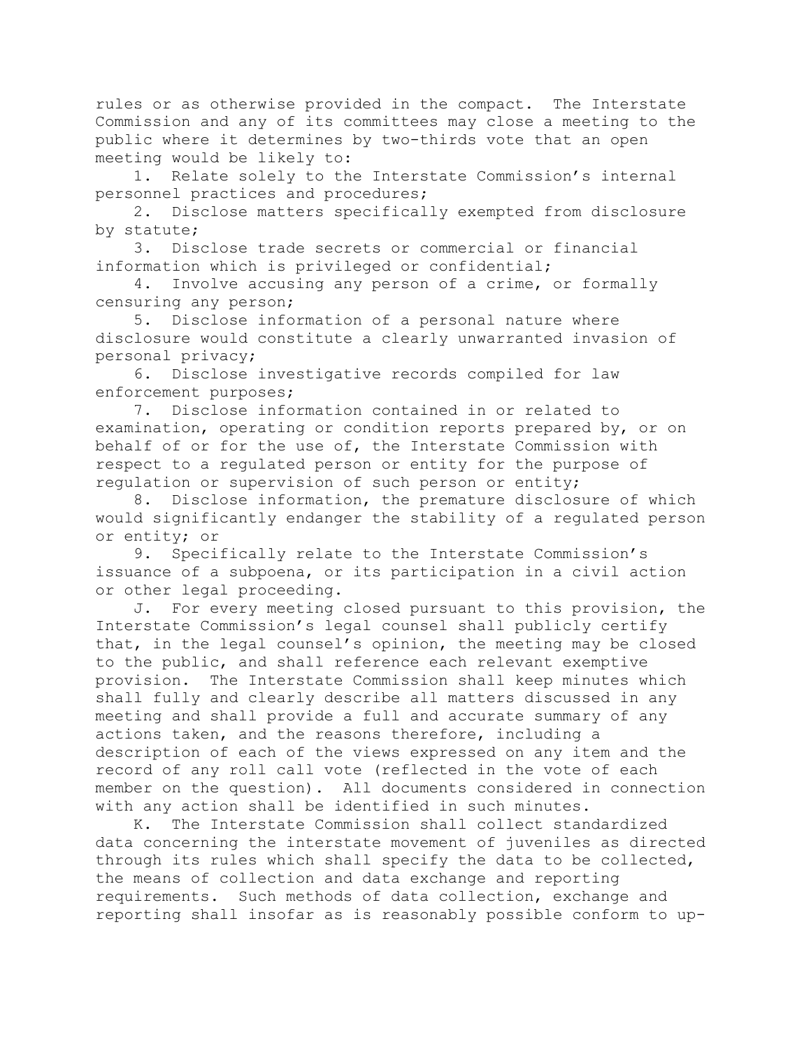rules or as otherwise provided in the compact. The Interstate Commission and any of its committees may close a meeting to the public where it determines by two-thirds vote that an open meeting would be likely to:

1. Relate solely to the Interstate Commission's internal personnel practices and procedures;
2. Disclose matters specifically exempted from disclosure by statute;
3. Disclose trade secrets or commercial or financial information which is privileged or confidential;
4. Involve accusing any person of a crime, or formally censuring any person;
5. Disclose information of a personal nature where disclosure would constitute a clearly unwarranted invasion of personal privacy;
6. Disclose investigative records compiled for law enforcement purposes;
7. Disclose information contained in or related to examination, operating or condition reports prepared by, or on behalf of or for the use of, the Interstate Commission with respect to a regulated person or entity for the purpose of regulation or supervision of such person or entity;
8. Disclose information, the premature disclosure of which would significantly endanger the stability of a regulated person or entity; or
9. Specifically relate to the Interstate Commission's issuance of a subpoena, or its participation in a civil action or other legal proceeding.

J. For every meeting closed pursuant to this provision, the Interstate Commission's legal counsel shall publicly certify that, in the legal counsel's opinion, the meeting may be closed to the public, and shall reference each relevant exemptive provision. The Interstate Commission shall keep minutes which shall fully and clearly describe all matters discussed in any meeting and shall provide a full and accurate summary of any actions taken, and the reasons therefore, including a description of each of the views expressed on any item and the record of any roll call vote (reflected in the vote of each member on the question). All documents considered in connection with any action shall be identified in such minutes.

K. The Interstate Commission shall collect standardized data concerning the interstate movement of juveniles as directed through its rules which shall specify the data to be collected, the means of collection and data exchange and reporting requirements. Such methods of data collection, exchange and reporting shall insofar as is reasonably possible conform to up-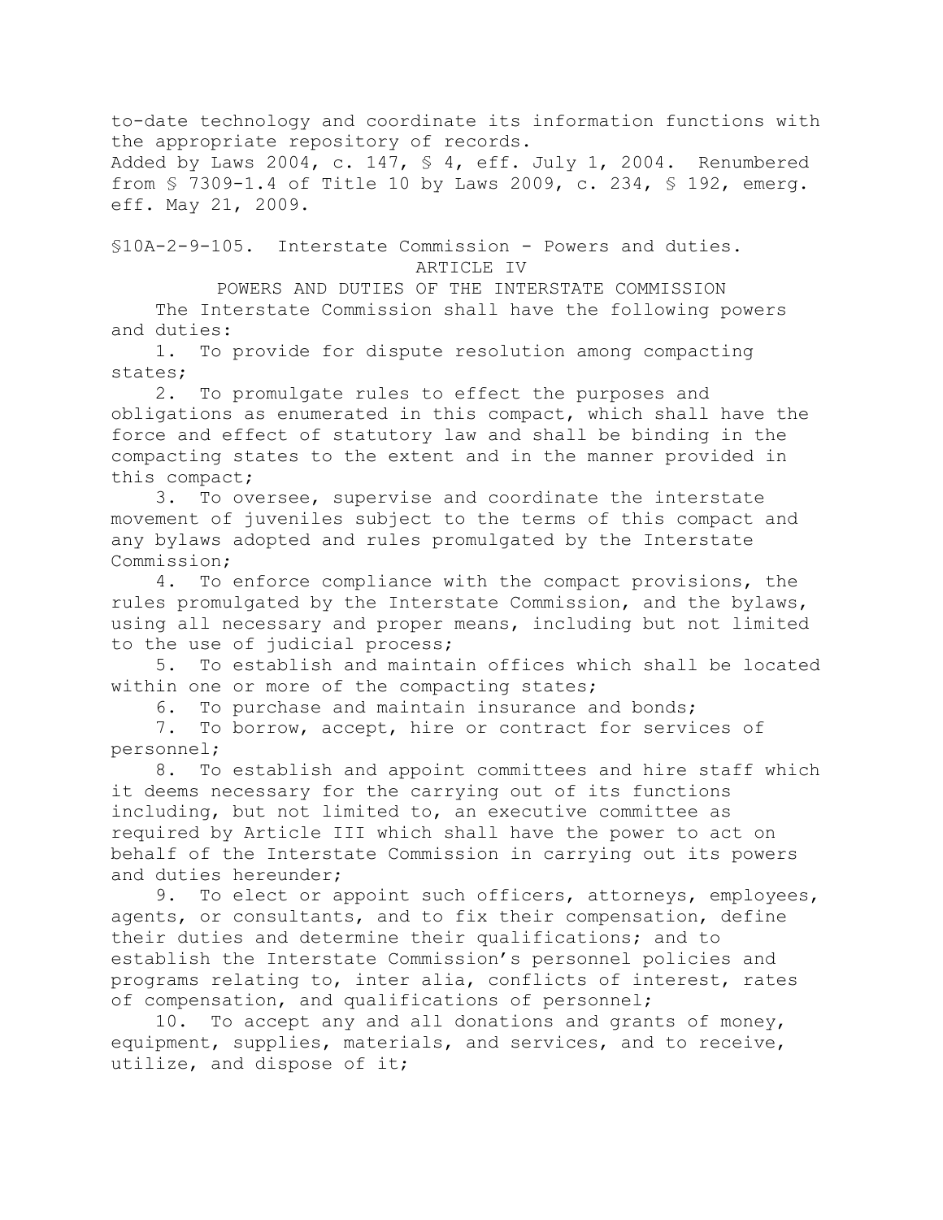to-date technology and coordinate its information functions with the appropriate repository of records.

Added by Laws 2004, c. 147, § 4, eff. July 1, 2004. Renumbered from § 7309-1.4 of Title 10 by Laws 2009, c. 234, § 192, emerg. eff. May 21, 2009.

§10A-2-9-105. Interstate Commission - Powers and duties.

ARTICLE IV

POWERS AND DUTIES OF THE INTERSTATE COMMISSION

The Interstate Commission shall have the following powers and duties:

1. To provide for dispute resolution among compacting states;
2. To promulgate rules to effect the purposes and obligations as enumerated in this compact, which shall have the force and effect of statutory law and shall be binding in the compacting states to the extent and in the manner provided in this compact;
3. To oversee, supervise and coordinate the interstate movement of juveniles subject to the terms of this compact and any bylaws adopted and rules promulgated by the Interstate Commission;
4. To enforce compliance with the compact provisions, the rules promulgated by the Interstate Commission, and the bylaws, using all necessary and proper means, including but not limited to the use of judicial process;
5. To establish and maintain offices which shall be located within one or more of the compacting states;
6. To purchase and maintain insurance and bonds;
7. To borrow, accept, hire or contract for services of personnel;
8. To establish and appoint committees and hire staff which it deems necessary for the carrying out of its functions including, but not limited to, an executive committee as required by Article III which shall have the power to act on behalf of the Interstate Commission in carrying out its powers and duties hereunder;
9. To elect or appoint such officers, attorneys, employees, agents, or consultants, and to fix their compensation, define their duties and determine their qualifications; and to establish the Interstate Commission's personnel policies and programs relating to, inter alia, conflicts of interest, rates of compensation, and qualifications of personnel;
10. To accept any and all donations and grants of money, equipment, supplies, materials, and services, and to receive, utilize, and dispose of it;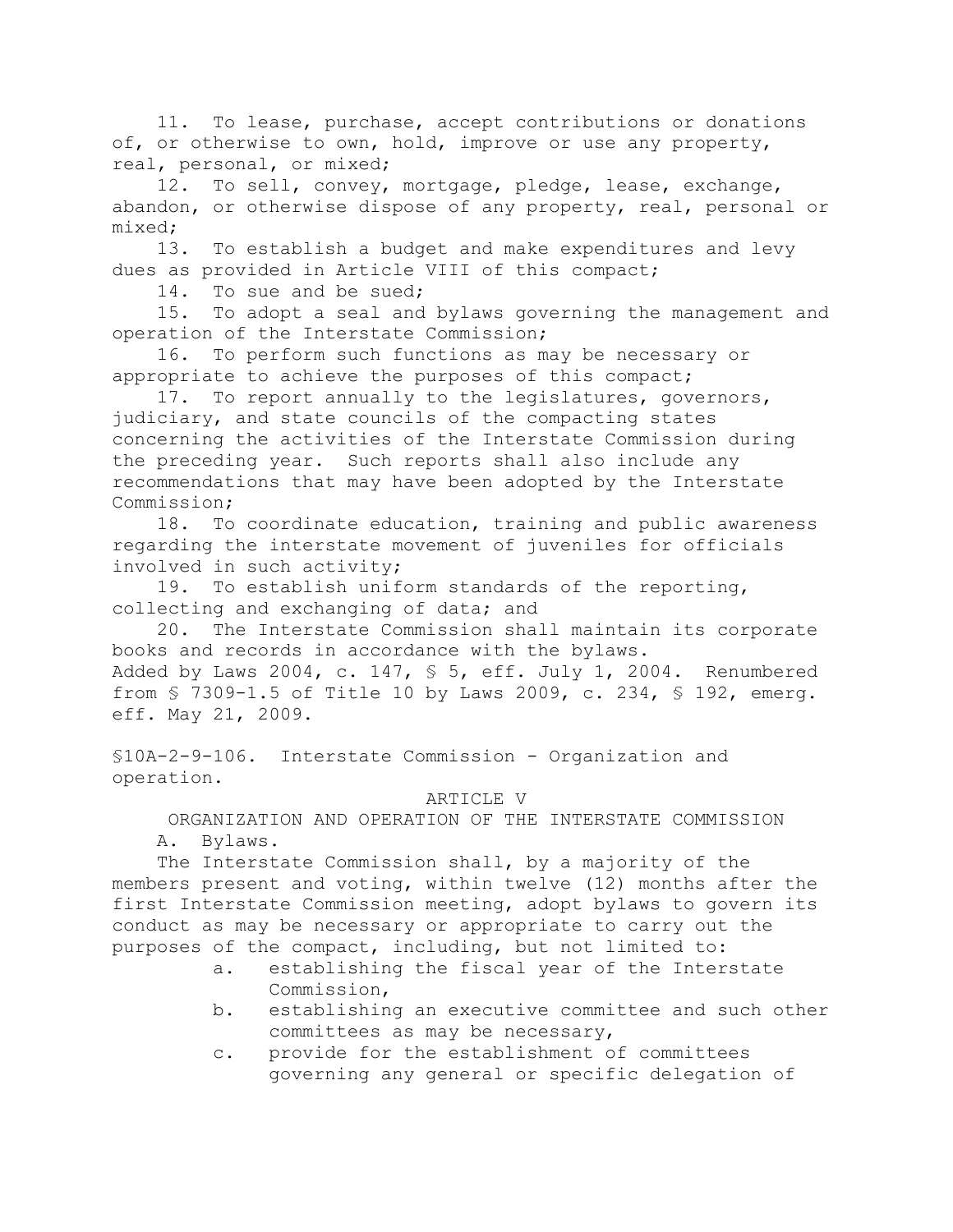11. To lease, purchase, accept contributions or donations of, or otherwise to own, hold, improve or use any property, real, personal, or mixed;

12. To sell, convey, mortgage, pledge, lease, exchange, abandon, or otherwise dispose of any property, real, personal or mixed;

13. To establish a budget and make expenditures and levy dues as provided in Article VIII of this compact;

14. To sue and be sued;

15. To adopt a seal and bylaws governing the management and operation of the Interstate Commission;

16. To perform such functions as may be necessary or appropriate to achieve the purposes of this compact;

17. To report annually to the legislatures, governors, judiciary, and state councils of the compacting states concerning the activities of the Interstate Commission during the preceding year. Such reports shall also include any recommendations that may have been adopted by the Interstate Commission;

18. To coordinate education, training and public awareness regarding the interstate movement of juveniles for officials involved in such activity;

19. To establish uniform standards of the reporting, collecting and exchanging of data; and

20. The Interstate Commission shall maintain its corporate books and records in accordance with the bylaws.

Added by Laws 2004, c. 147, § 5, eff. July 1, 2004. Renumbered from § 7309-1.5 of Title 10 by Laws 2009, c. 234, § 192, emerg. eff. May 21, 2009.

§10A-2-9-106. Interstate Commission - Organization and operation.

ARTICLE V

ORGANIZATION AND OPERATION OF THE INTERSTATE COMMISSION

A. Bylaws.

The Interstate Commission shall, by a majority of the members present and voting, within twelve (12) months after the first Interstate Commission meeting, adopt bylaws to govern its conduct as may be necessary or appropriate to carry out the purposes of the compact, including, but not limited to:

a. establishing the fiscal year of the Interstate Commission,

b. establishing an executive committee and such other committees as may be necessary,

c. provide for the establishment of committees governing any general or specific delegation of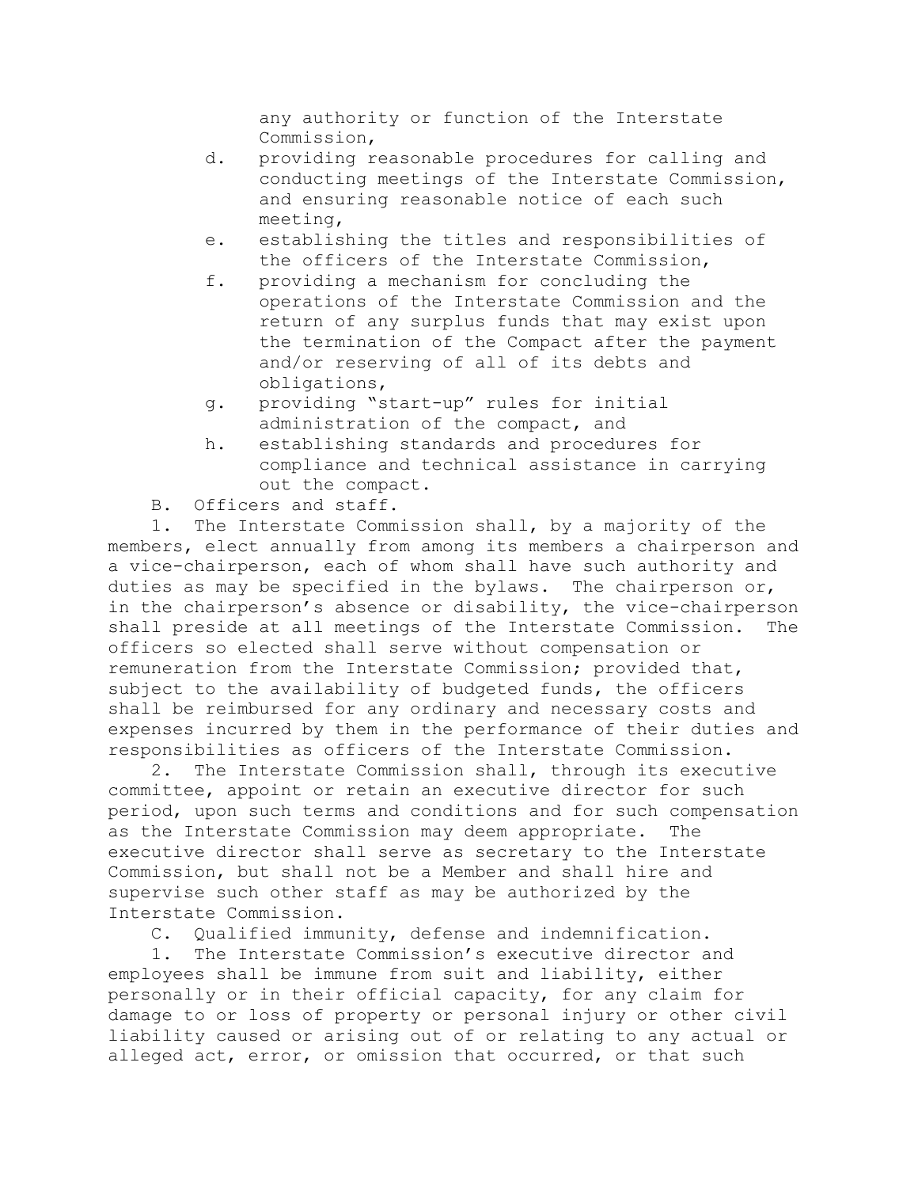any authority or function of the Interstate Commission,

d. providing reasonable procedures for calling and conducting meetings of the Interstate Commission, and ensuring reasonable notice of each such meeting,

e. establishing the titles and responsibilities of the officers of the Interstate Commission,

f. providing a mechanism for concluding the operations of the Interstate Commission and the return of any surplus funds that may exist upon the termination of the Compact after the payment and/or reserving of all of its debts and obligations,

g. providing "start-up" rules for initial administration of the compact, and

h. establishing standards and procedures for compliance and technical assistance in carrying out the compact.

B. Officers and staff.

1. The Interstate Commission shall, by a majority of the members, elect annually from among its members a chairperson and a vice-chairperson, each of whom shall have such authority and duties as may be specified in the bylaws. The chairperson or, in the chairperson's absence or disability, the vice-chairperson shall preside at all meetings of the Interstate Commission. The officers so elected shall serve without compensation or remuneration from the Interstate Commission; provided that, subject to the availability of budgeted funds, the officers shall be reimbursed for any ordinary and necessary costs and expenses incurred by them in the performance of their duties and responsibilities as officers of the Interstate Commission.

2. The Interstate Commission shall, through its executive committee, appoint or retain an executive director for such period, upon such terms and conditions and for such compensation as the Interstate Commission may deem appropriate. The executive director shall serve as secretary to the Interstate Commission, but shall not be a Member and shall hire and supervise such other staff as may be authorized by the Interstate Commission.

C. Qualified immunity, defense and indemnification.

1. The Interstate Commission's executive director and employees shall be immune from suit and liability, either personally or in their official capacity, for any claim for damage to or loss of property or personal injury or other civil liability caused or arising out of or relating to any actual or alleged act, error, or omission that occurred, or that such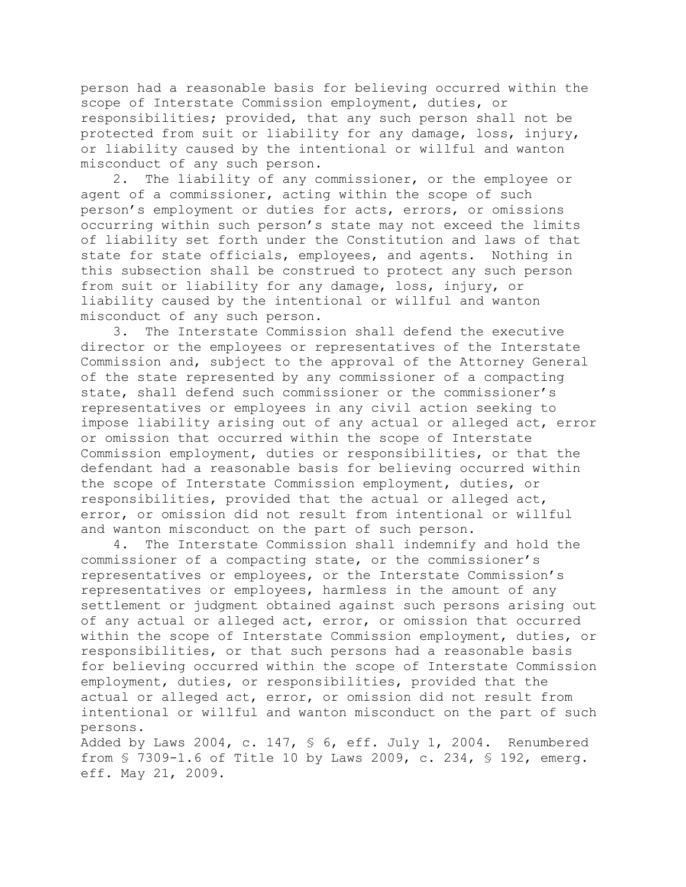person had a reasonable basis for believing occurred within the scope of Interstate Commission employment, duties, or responsibilities; provided, that any such person shall not be protected from suit or liability for any damage, loss, injury, or liability caused by the intentional or willful and wanton misconduct of any such person.

2. The liability of any commissioner, or the employee or agent of a commissioner, acting within the scope of such person's employment or duties for acts, errors, or omissions occurring within such person's state may not exceed the limits of liability set forth under the Constitution and laws of that state for state officials, employees, and agents. Nothing in this subsection shall be construed to protect any such person from suit or liability for any damage, loss, injury, or liability caused by the intentional or willful and wanton misconduct of any such person.

3. The Interstate Commission shall defend the executive director or the employees or representatives of the Interstate Commission and, subject to the approval of the Attorney General of the state represented by any commissioner of a compacting state, shall defend such commissioner or the commissioner's representatives or employees in any civil action seeking to impose liability arising out of any actual or alleged act, error or omission that occurred within the scope of Interstate Commission employment, duties or responsibilities, or that the defendant had a reasonable basis for believing occurred within the scope of Interstate Commission employment, duties, or responsibilities, provided that the actual or alleged act, error, or omission did not result from intentional or willful and wanton misconduct on the part of such person.

4. The Interstate Commission shall indemnify and hold the commissioner of a compacting state, or the commissioner's representatives or employees, or the Interstate Commission's representatives or employees, harmless in the amount of any settlement or judgment obtained against such persons arising out of any actual or alleged act, error, or omission that occurred within the scope of Interstate Commission employment, duties, or responsibilities, or that such persons had a reasonable basis for believing occurred within the scope of Interstate Commission employment, duties, or responsibilities, provided that the actual or alleged act, error, or omission did not result from intentional or willful and wanton misconduct on the part of such persons.

Added by Laws 2004, c. 147, § 6, eff. July 1, 2004. Renumbered from § 7309-1.6 of Title 10 by Laws 2009, c. 234, § 192, emerg. eff. May 21, 2009.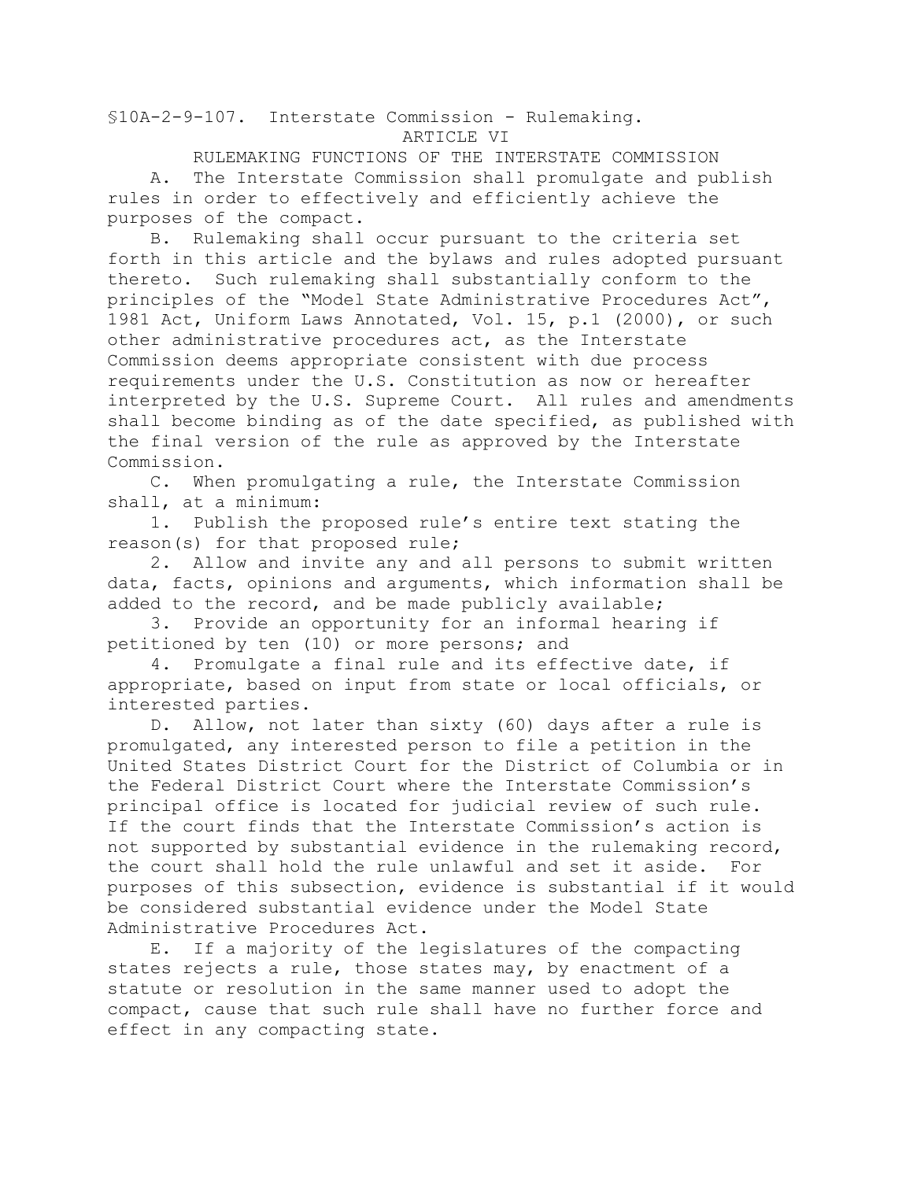§10A-2-9-107. Interstate Commission - Rulemaking.

ARTICLE VI

RULEMAKING FUNCTIONS OF THE INTERSTATE COMMISSION

A. The Interstate Commission shall promulgate and publish rules in order to effectively and efficiently achieve the purposes of the compact.

B. Rulemaking shall occur pursuant to the criteria set forth in this article and the bylaws and rules adopted pursuant thereto. Such rulemaking shall substantially conform to the principles of the "Model State Administrative Procedures Act", 1981 Act, Uniform Laws Annotated, Vol. 15, p.1 (2000), or such other administrative procedures act, as the Interstate Commission deems appropriate consistent with due process requirements under the U.S. Constitution as now or hereafter interpreted by the U.S. Supreme Court. All rules and amendments shall become binding as of the date specified, as published with the final version of the rule as approved by the Interstate Commission.

C. When promulgating a rule, the Interstate Commission shall, at a minimum:

1. Publish the proposed rule's entire text stating the reason(s) for that proposed rule;

2. Allow and invite any and all persons to submit written data, facts, opinions and arguments, which information shall be added to the record, and be made publicly available;

3. Provide an opportunity for an informal hearing if petitioned by ten (10) or more persons; and

4. Promulgate a final rule and its effective date, if appropriate, based on input from state or local officials, or interested parties.

D. Allow, not later than sixty (60) days after a rule is promulgated, any interested person to file a petition in the United States District Court for the District of Columbia or in the Federal District Court where the Interstate Commission's principal office is located for judicial review of such rule. If the court finds that the Interstate Commission's action is not supported by substantial evidence in the rulemaking record, the court shall hold the rule unlawful and set it aside. For purposes of this subsection, evidence is substantial if it would be considered substantial evidence under the Model State Administrative Procedures Act.

E. If a majority of the legislatures of the compacting states rejects a rule, those states may, by enactment of a statute or resolution in the same manner used to adopt the compact, cause that such rule shall have no further force and effect in any compacting state.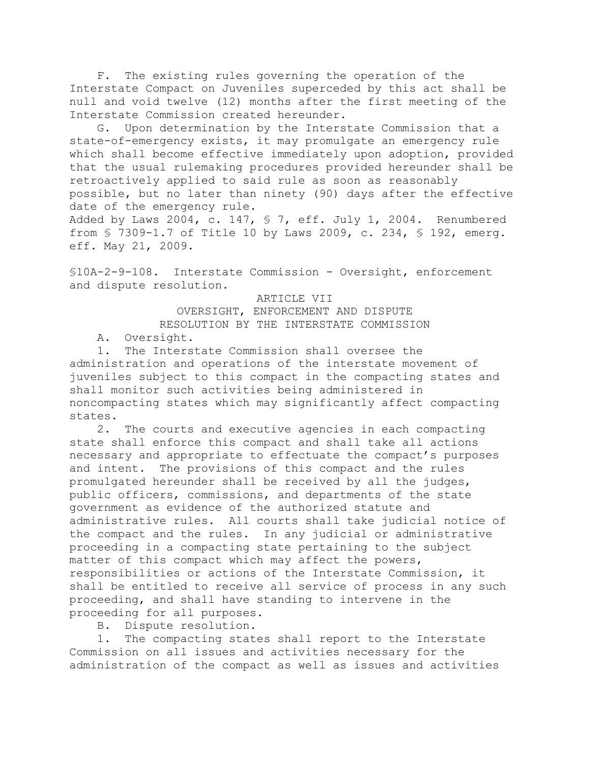F. The existing rules governing the operation of the Interstate Compact on Juveniles superceded by this act shall be null and void twelve (12) months after the first meeting of the Interstate Commission created hereunder.

G. Upon determination by the Interstate Commission that a state-of-emergency exists, it may promulgate an emergency rule which shall become effective immediately upon adoption, provided that the usual rulemaking procedures provided hereunder shall be retroactively applied to said rule as soon as reasonably possible, but no later than ninety (90) days after the effective date of the emergency rule.

Added by Laws 2004, c. 147, § 7, eff. July 1, 2004. Renumbered from § 7309-1.7 of Title 10 by Laws 2009, c. 234, § 192, emerg. eff. May 21, 2009.

§10A-2-9-108. Interstate Commission - Oversight, enforcement and dispute resolution.

ARTICLE VII

OVERSIGHT, ENFORCEMENT AND DISPUTE RESOLUTION BY THE INTERSTATE COMMISSION

A. Oversight.

1. The Interstate Commission shall oversee the administration and operations of the interstate movement of juveniles subject to this compact in the compacting states and shall monitor such activities being administered in noncompacting states which may significantly affect compacting states.

2. The courts and executive agencies in each compacting state shall enforce this compact and shall take all actions necessary and appropriate to effectuate the compact's purposes and intent. The provisions of this compact and the rules promulgated hereunder shall be received by all the judges, public officers, commissions, and departments of the state government as evidence of the authorized statute and administrative rules. All courts shall take judicial notice of the compact and the rules. In any judicial or administrative proceeding in a compacting state pertaining to the subject matter of this compact which may affect the powers, responsibilities or actions of the Interstate Commission, it shall be entitled to receive all service of process in any such proceeding, and shall have standing to intervene in the proceeding for all purposes.

B. Dispute resolution.

1. The compacting states shall report to the Interstate Commission on all issues and activities necessary for the administration of the compact as well as issues and activities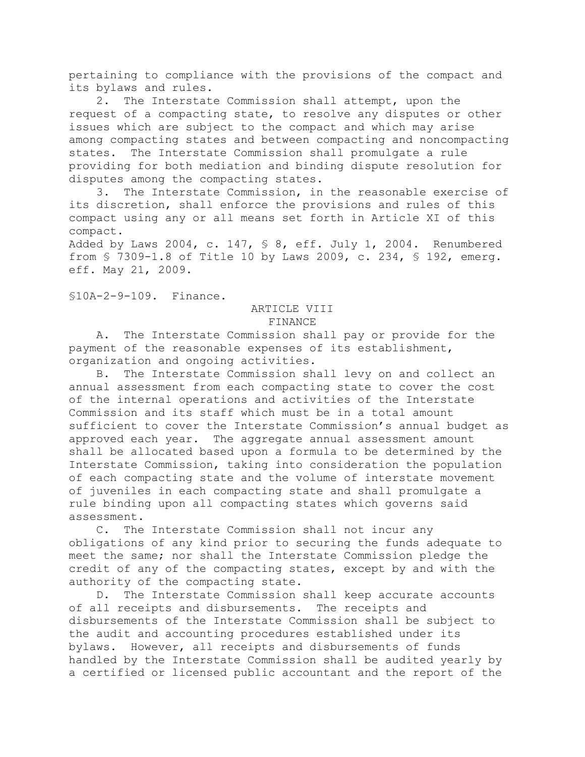pertaining to compliance with the provisions of the compact and its bylaws and rules.

2. The Interstate Commission shall attempt, upon the request of a compacting state, to resolve any disputes or other issues which are subject to the compact and which may arise among compacting states and between compacting and noncompacting states. The Interstate Commission shall promulgate a rule providing for both mediation and binding dispute resolution for disputes among the compacting states.

3. The Interstate Commission, in the reasonable exercise of its discretion, shall enforce the provisions and rules of this compact using any or all means set forth in Article XI of this compact.

Added by Laws 2004, c. 147, § 8, eff. July 1, 2004. Renumbered from § 7309-1.8 of Title 10 by Laws 2009, c. 234, § 192, emerg. eff. May 21, 2009.

§10A-2-9-109. Finance.

ARTICLE VIII

FINANCE

A. The Interstate Commission shall pay or provide for the payment of the reasonable expenses of its establishment, organization and ongoing activities.

B. The Interstate Commission shall levy on and collect an annual assessment from each compacting state to cover the cost of the internal operations and activities of the Interstate Commission and its staff which must be in a total amount sufficient to cover the Interstate Commission's annual budget as approved each year. The aggregate annual assessment amount shall be allocated based upon a formula to be determined by the Interstate Commission, taking into consideration the population of each compacting state and the volume of interstate movement of juveniles in each compacting state and shall promulgate a rule binding upon all compacting states which governs said assessment.

C. The Interstate Commission shall not incur any obligations of any kind prior to securing the funds adequate to meet the same; nor shall the Interstate Commission pledge the credit of any of the compacting states, except by and with the authority of the compacting state.

D. The Interstate Commission shall keep accurate accounts of all receipts and disbursements. The receipts and disbursements of the Interstate Commission shall be subject to the audit and accounting procedures established under its bylaws. However, all receipts and disbursements of funds handled by the Interstate Commission shall be audited yearly by a certified or licensed public accountant and the report of the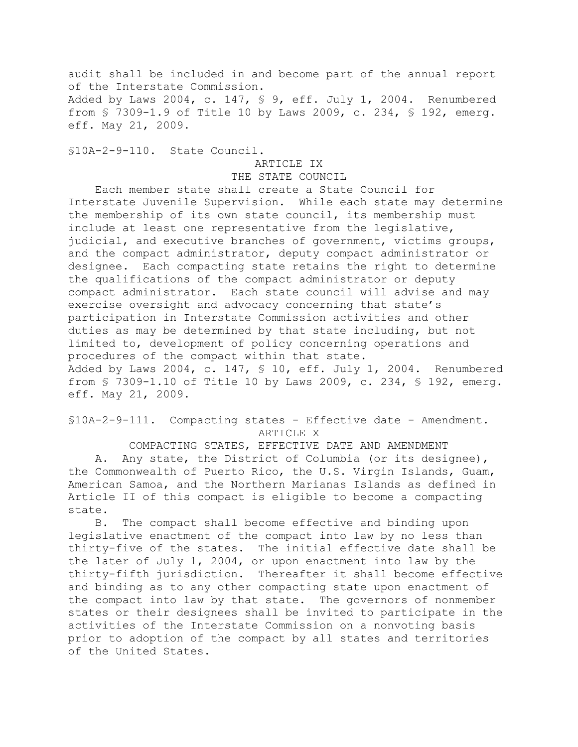audit shall be included in and become part of the annual report of the Interstate Commission.
Added by Laws 2004, c. 147, § 9, eff. July 1, 2004. Renumbered from § 7309-1.9 of Title 10 by Laws 2009, c. 234, § 192, emerg. eff. May 21, 2009.

§10A-2-9-110. State Council.

ARTICLE IX

THE STATE COUNCIL

Each member state shall create a State Council for Interstate Juvenile Supervision. While each state may determine the membership of its own state council, its membership must include at least one representative from the legislative, judicial, and executive branches of government, victims groups, and the compact administrator, deputy compact administrator or designee. Each compacting state retains the right to determine the qualifications of the compact administrator or deputy compact administrator. Each state council will advise and may exercise oversight and advocacy concerning that state's participation in Interstate Commission activities and other duties as may be determined by that state including, but not limited to, development of policy concerning operations and procedures of the compact within that state.
Added by Laws 2004, c. 147, § 10, eff. July 1, 2004. Renumbered from § 7309-1.10 of Title 10 by Laws 2009, c. 234, § 192, emerg. eff. May 21, 2009.

§10A-2-9-111. Compacting states - Effective date - Amendment.

ARTICLE X

COMPACTING STATES, EFFECTIVE DATE AND AMENDMENT

A. Any state, the District of Columbia (or its designee), the Commonwealth of Puerto Rico, the U.S. Virgin Islands, Guam, American Samoa, and the Northern Marianas Islands as defined in Article II of this compact is eligible to become a compacting state.

B. The compact shall become effective and binding upon legislative enactment of the compact into law by no less than thirty-five of the states. The initial effective date shall be the later of July 1, 2004, or upon enactment into law by the thirty-fifth jurisdiction. Thereafter it shall become effective and binding as to any other compacting state upon enactment of the compact into law by that state. The governors of nonmember states or their designees shall be invited to participate in the activities of the Interstate Commission on a nonvoting basis prior to adoption of the compact by all states and territories of the United States.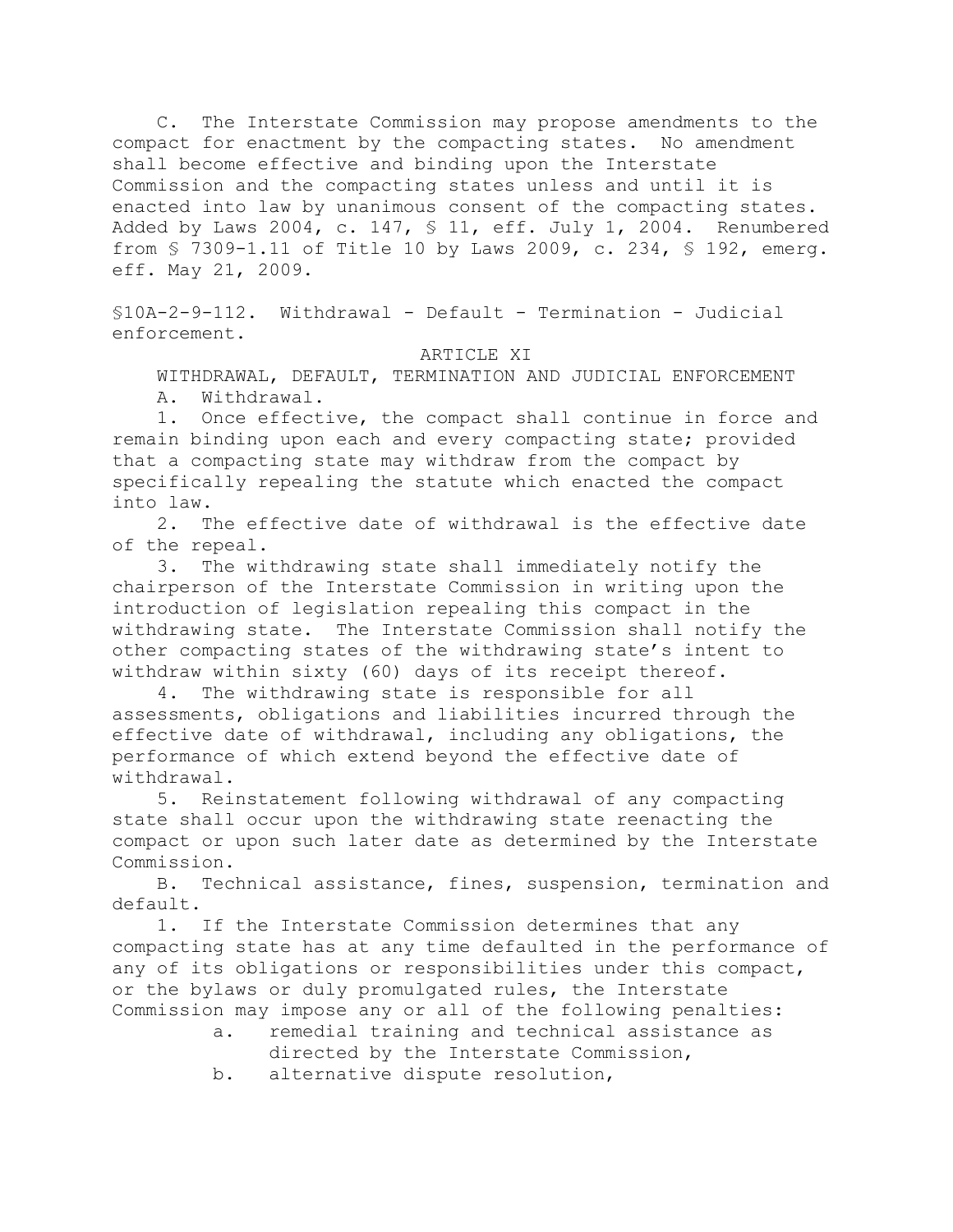C. The Interstate Commission may propose amendments to the compact for enactment by the compacting states. No amendment shall become effective and binding upon the Interstate Commission and the compacting states unless and until it is enacted into law by unanimous consent of the compacting states. Added by Laws 2004, c. 147, § 11, eff. July 1, 2004. Renumbered from § 7309-1.11 of Title 10 by Laws 2009, c. 234, § 192, emerg. eff. May 21, 2009.

§10A-2-9-112. Withdrawal - Default - Termination - Judicial enforcement.

ARTICLE XI

WITHDRAWAL, DEFAULT, TERMINATION AND JUDICIAL ENFORCEMENT

A. Withdrawal.

1. Once effective, the compact shall continue in force and remain binding upon each and every compacting state; provided that a compacting state may withdraw from the compact by specifically repealing the statute which enacted the compact into law.

2. The effective date of withdrawal is the effective date of the repeal.

3. The withdrawing state shall immediately notify the chairperson of the Interstate Commission in writing upon the introduction of legislation repealing this compact in the withdrawing state. The Interstate Commission shall notify the other compacting states of the withdrawing state's intent to withdraw within sixty (60) days of its receipt thereof.

4. The withdrawing state is responsible for all assessments, obligations and liabilities incurred through the effective date of withdrawal, including any obligations, the performance of which extend beyond the effective date of withdrawal.

5. Reinstatement following withdrawal of any compacting state shall occur upon the withdrawing state reenacting the compact or upon such later date as determined by the Interstate Commission.

B. Technical assistance, fines, suspension, termination and default.

1. If the Interstate Commission determines that any compacting state has at any time defaulted in the performance of any of its obligations or responsibilities under this compact, or the bylaws or duly promulgated rules, the Interstate Commission may impose any or all of the following penalties:

a. remedial training and technical assistance as directed by the Interstate Commission,

b. alternative dispute resolution,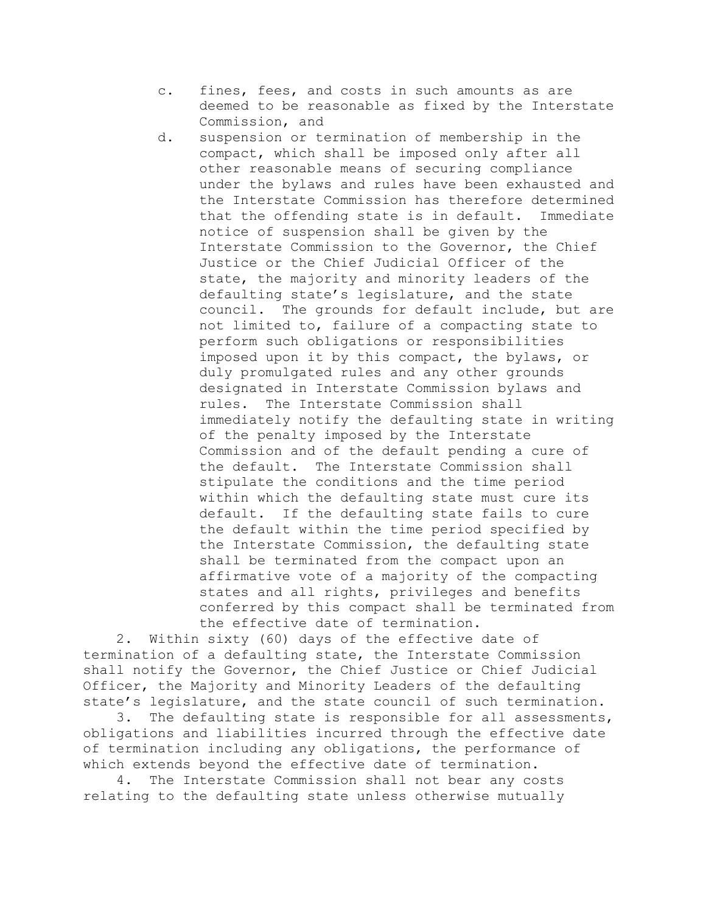c. fines, fees, and costs in such amounts as are deemed to be reasonable as fixed by the Interstate Commission, and

d. suspension or termination of membership in the compact, which shall be imposed only after all other reasonable means of securing compliance under the bylaws and rules have been exhausted and the Interstate Commission has therefore determined that the offending state is in default. Immediate notice of suspension shall be given by the Interstate Commission to the Governor, the Chief Justice or the Chief Judicial Officer of the state, the majority and minority leaders of the defaulting state's legislature, and the state council. The grounds for default include, but are not limited to, failure of a compacting state to perform such obligations or responsibilities imposed upon it by this compact, the bylaws, or duly promulgated rules and any other grounds designated in Interstate Commission bylaws and rules. The Interstate Commission shall immediately notify the defaulting state in writing of the penalty imposed by the Interstate Commission and of the default pending a cure of the default. The Interstate Commission shall stipulate the conditions and the time period within which the defaulting state must cure its default. If the defaulting state fails to cure the default within the time period specified by the Interstate Commission, the defaulting state shall be terminated from the compact upon an affirmative vote of a majority of the compacting states and all rights, privileges and benefits conferred by this compact shall be terminated from the effective date of termination.

2. Within sixty (60) days of the effective date of termination of a defaulting state, the Interstate Commission shall notify the Governor, the Chief Justice or Chief Judicial Officer, the Majority and Minority Leaders of the defaulting state's legislature, and the state council of such termination.

3. The defaulting state is responsible for all assessments, obligations and liabilities incurred through the effective date of termination including any obligations, the performance of which extends beyond the effective date of termination.

4. The Interstate Commission shall not bear any costs relating to the defaulting state unless otherwise mutually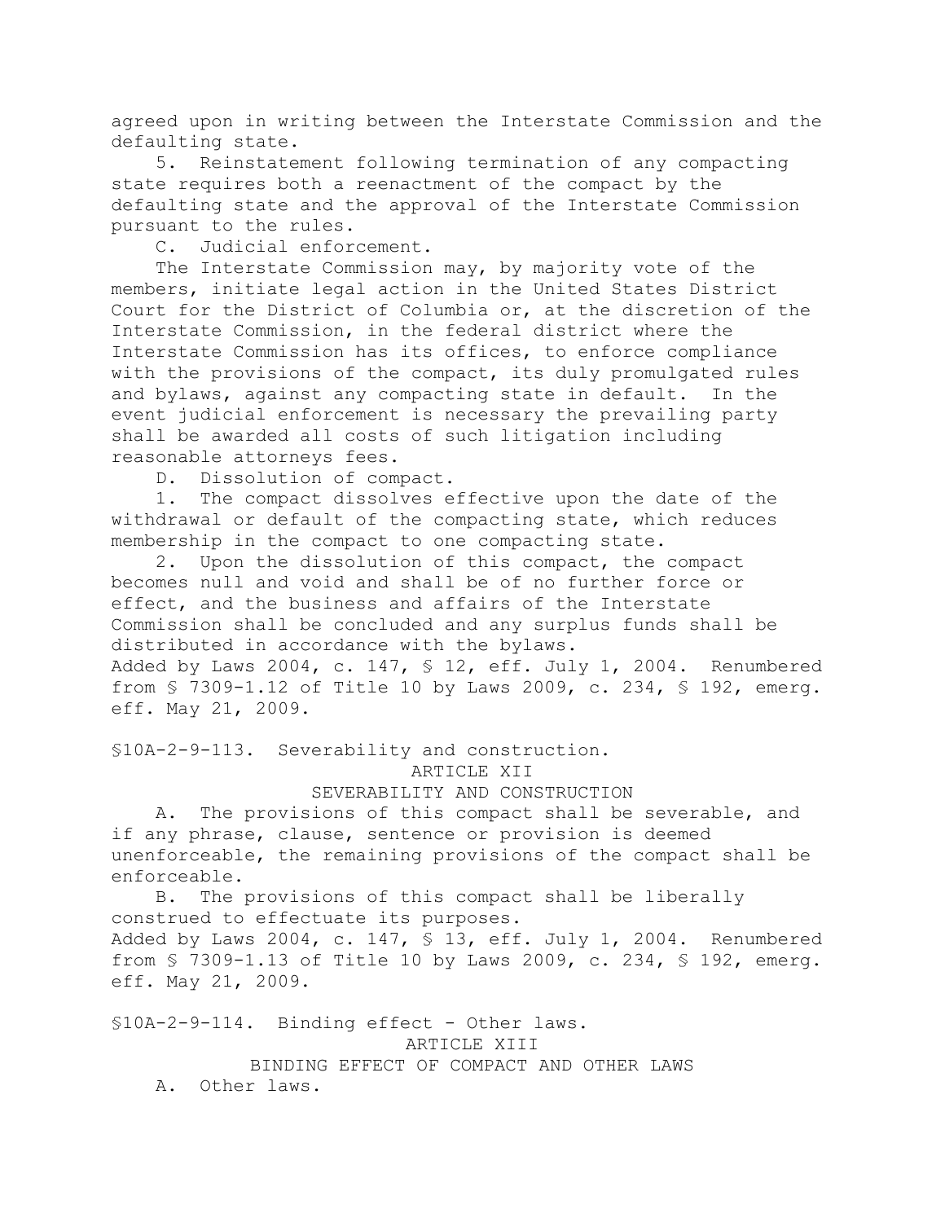agreed upon in writing between the Interstate Commission and the defaulting state.

5. Reinstatement following termination of any compacting state requires both a reenactment of the compact by the defaulting state and the approval of the Interstate Commission pursuant to the rules.

C. Judicial enforcement.

The Interstate Commission may, by majority vote of the members, initiate legal action in the United States District Court for the District of Columbia or, at the discretion of the Interstate Commission, in the federal district where the Interstate Commission has its offices, to enforce compliance with the provisions of the compact, its duly promulgated rules and bylaws, against any compacting state in default. In the event judicial enforcement is necessary the prevailing party shall be awarded all costs of such litigation including reasonable attorneys fees.

D. Dissolution of compact.

1. The compact dissolves effective upon the date of the withdrawal or default of the compacting state, which reduces membership in the compact to one compacting state.

2. Upon the dissolution of this compact, the compact becomes null and void and shall be of no further force or effect, and the business and affairs of the Interstate Commission shall be concluded and any surplus funds shall be distributed in accordance with the bylaws.

Added by Laws 2004, c. 147, § 12, eff. July 1, 2004. Renumbered from § 7309-1.12 of Title 10 by Laws 2009, c. 234, § 192, emerg. eff. May 21, 2009.

§10A-2-9-113. Severability and construction.

ARTICLE XII

SEVERABILITY AND CONSTRUCTION

A. The provisions of this compact shall be severable, and if any phrase, clause, sentence or provision is deemed unenforceable, the remaining provisions of the compact shall be enforceable.

B. The provisions of this compact shall be liberally construed to effectuate its purposes.

Added by Laws 2004, c. 147, § 13, eff. July 1, 2004. Renumbered from § 7309-1.13 of Title 10 by Laws 2009, c. 234, § 192, emerg. eff. May 21, 2009.

§10A-2-9-114. Binding effect - Other laws.

ARTICLE XIII

BINDING EFFECT OF COMPACT AND OTHER LAWS

A. Other laws.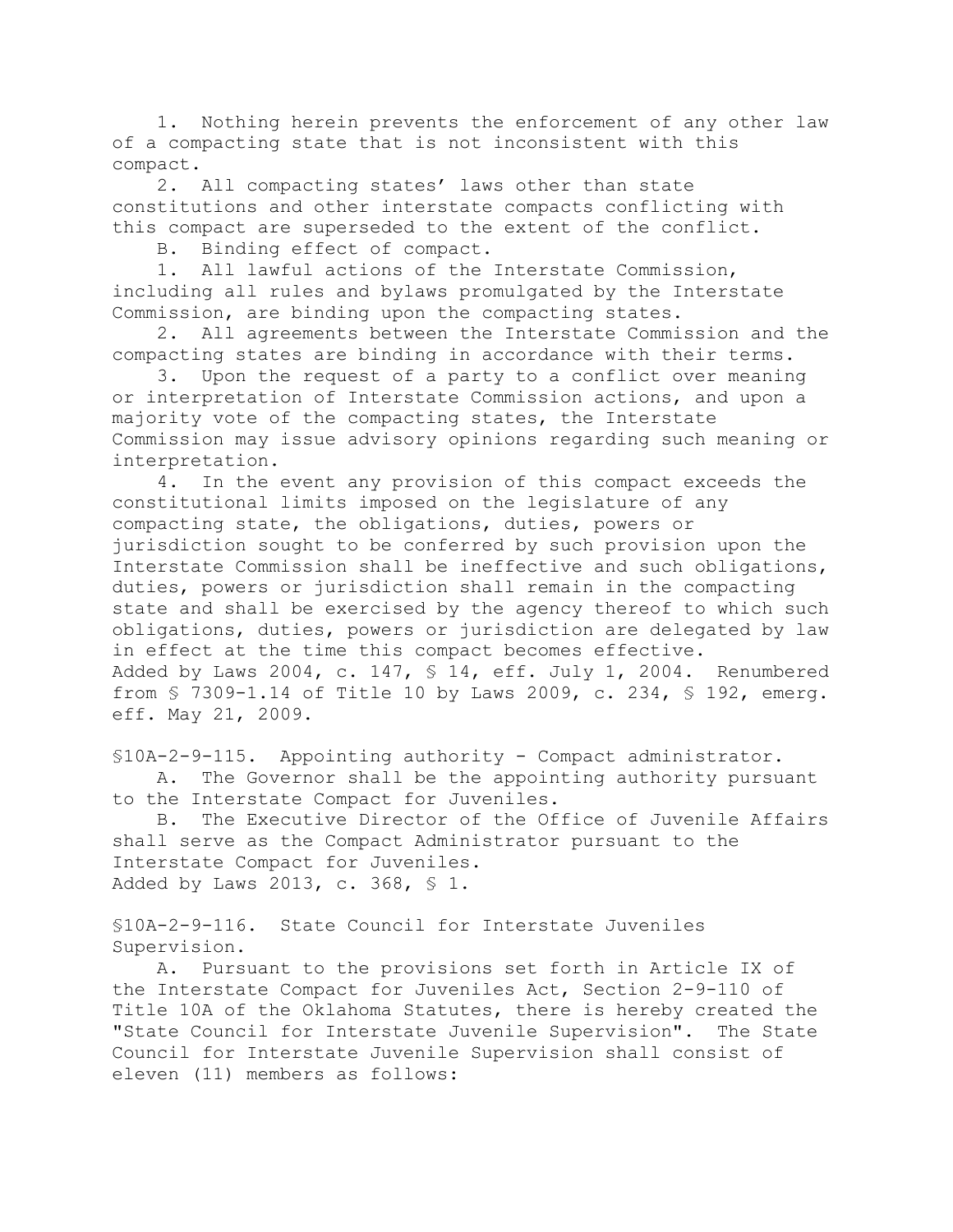1. Nothing herein prevents the enforcement of any other law of a compacting state that is not inconsistent with this compact.

2. All compacting states' laws other than state constitutions and other interstate compacts conflicting with this compact are superseded to the extent of the conflict.

B. Binding effect of compact.

1. All lawful actions of the Interstate Commission, including all rules and bylaws promulgated by the Interstate Commission, are binding upon the compacting states.

2. All agreements between the Interstate Commission and the compacting states are binding in accordance with their terms.

3. Upon the request of a party to a conflict over meaning or interpretation of Interstate Commission actions, and upon a majority vote of the compacting states, the Interstate Commission may issue advisory opinions regarding such meaning or interpretation.

4. In the event any provision of this compact exceeds the constitutional limits imposed on the legislature of any compacting state, the obligations, duties, powers or jurisdiction sought to be conferred by such provision upon the Interstate Commission shall be ineffective and such obligations, duties, powers or jurisdiction shall remain in the compacting state and shall be exercised by the agency thereof to which such obligations, duties, powers or jurisdiction are delegated by law in effect at the time this compact becomes effective.

Added by Laws 2004, c. 147, § 14, eff. July 1, 2004. Renumbered from § 7309-1.14 of Title 10 by Laws 2009, c. 234, § 192, emerg. eff. May 21, 2009.

§10A-2-9-115. Appointing authority - Compact administrator.

A. The Governor shall be the appointing authority pursuant to the Interstate Compact for Juveniles.

B. The Executive Director of the Office of Juvenile Affairs shall serve as the Compact Administrator pursuant to the Interstate Compact for Juveniles.

Added by Laws 2013, c. 368, § 1.

§10A-2-9-116. State Council for Interstate Juveniles Supervision.

A. Pursuant to the provisions set forth in Article IX of the Interstate Compact for Juveniles Act, Section 2-9-110 of Title 10A of the Oklahoma Statutes, there is hereby created the "State Council for Interstate Juvenile Supervision". The State Council for Interstate Juvenile Supervision shall consist of eleven (11) members as follows: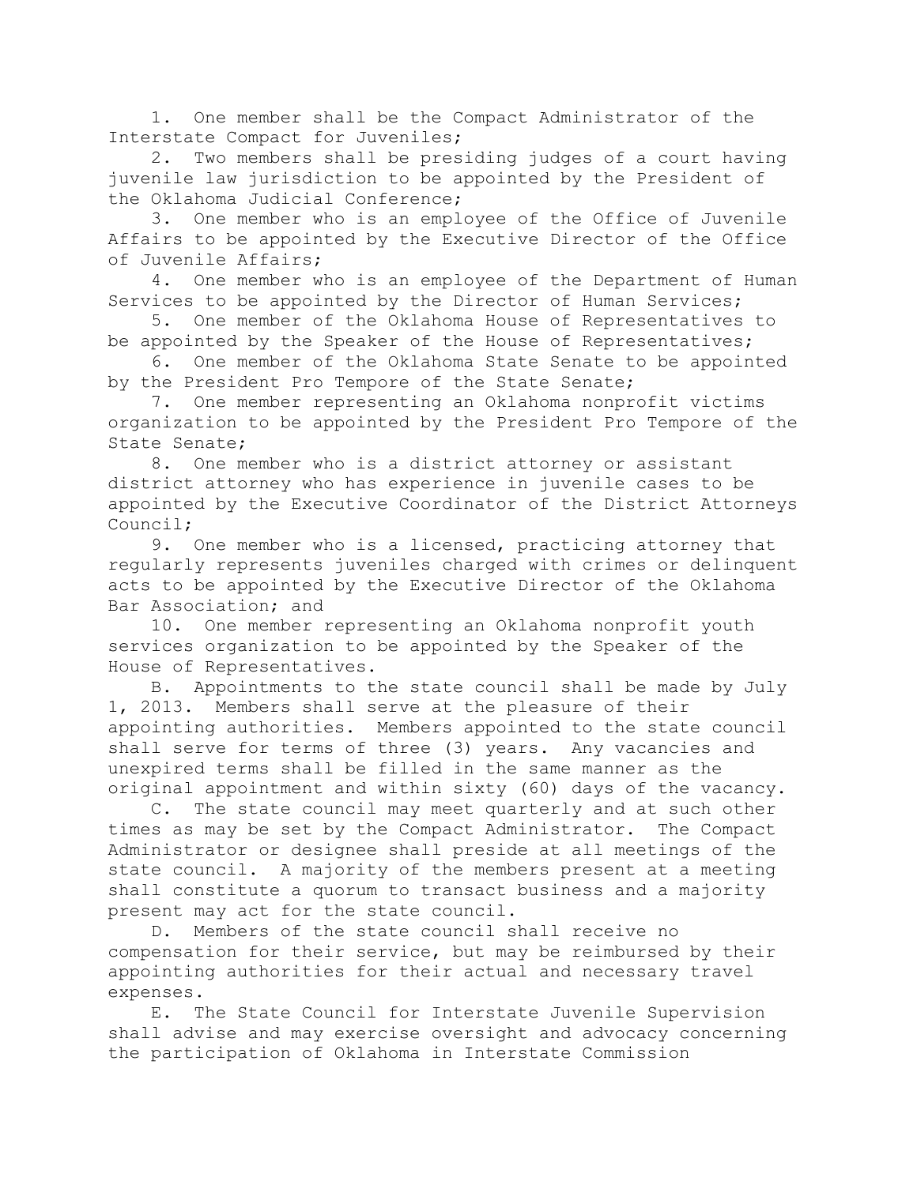1. One member shall be the Compact Administrator of the Interstate Compact for Juveniles;

2. Two members shall be presiding judges of a court having juvenile law jurisdiction to be appointed by the President of the Oklahoma Judicial Conference;

3. One member who is an employee of the Office of Juvenile Affairs to be appointed by the Executive Director of the Office of Juvenile Affairs;

4. One member who is an employee of the Department of Human Services to be appointed by the Director of Human Services;

5. One member of the Oklahoma House of Representatives to be appointed by the Speaker of the House of Representatives;

6. One member of the Oklahoma State Senate to be appointed by the President Pro Tempore of the State Senate;

7. One member representing an Oklahoma nonprofit victims organization to be appointed by the President Pro Tempore of the State Senate;

8. One member who is a district attorney or assistant district attorney who has experience in juvenile cases to be appointed by the Executive Coordinator of the District Attorneys Council;

9. One member who is a licensed, practicing attorney that regularly represents juveniles charged with crimes or delinquent acts to be appointed by the Executive Director of the Oklahoma Bar Association; and

10. One member representing an Oklahoma nonprofit youth services organization to be appointed by the Speaker of the House of Representatives.

B. Appointments to the state council shall be made by July 1, 2013. Members shall serve at the pleasure of their appointing authorities. Members appointed to the state council shall serve for terms of three (3) years. Any vacancies and unexpired terms shall be filled in the same manner as the original appointment and within sixty (60) days of the vacancy.

C. The state council may meet quarterly and at such other times as may be set by the Compact Administrator. The Compact Administrator or designee shall preside at all meetings of the state council. A majority of the members present at a meeting shall constitute a quorum to transact business and a majority present may act for the state council.

D. Members of the state council shall receive no compensation for their service, but may be reimbursed by their appointing authorities for their actual and necessary travel expenses.

E. The State Council for Interstate Juvenile Supervision shall advise and may exercise oversight and advocacy concerning the participation of Oklahoma in Interstate Commission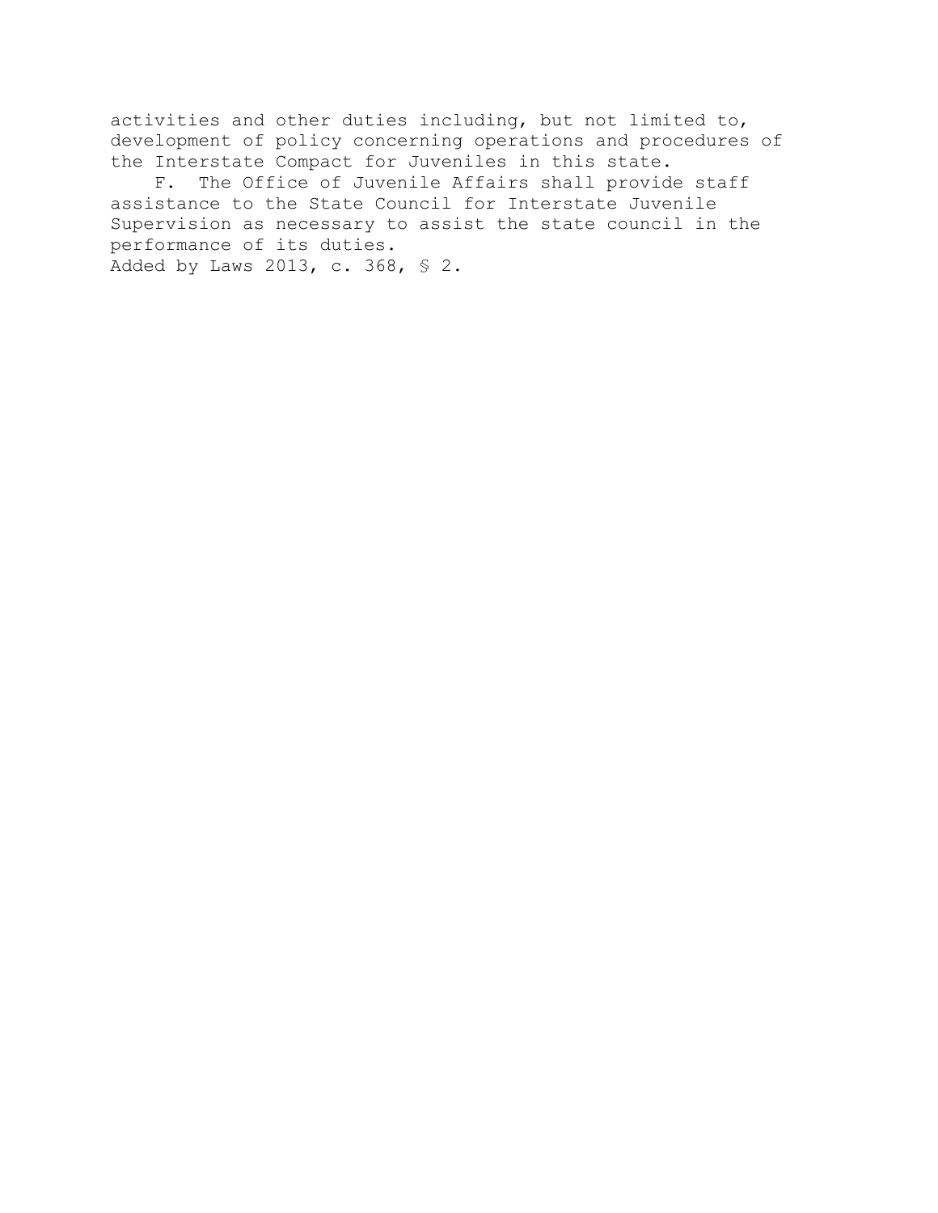activities and other duties including, but not limited to, development of policy concerning operations and procedures of the Interstate Compact for Juveniles in this state.

F. The Office of Juvenile Affairs shall provide staff assistance to the State Council for Interstate Juvenile Supervision as necessary to assist the state council in the performance of its duties.

Added by Laws 2013, c. 368, § 2.